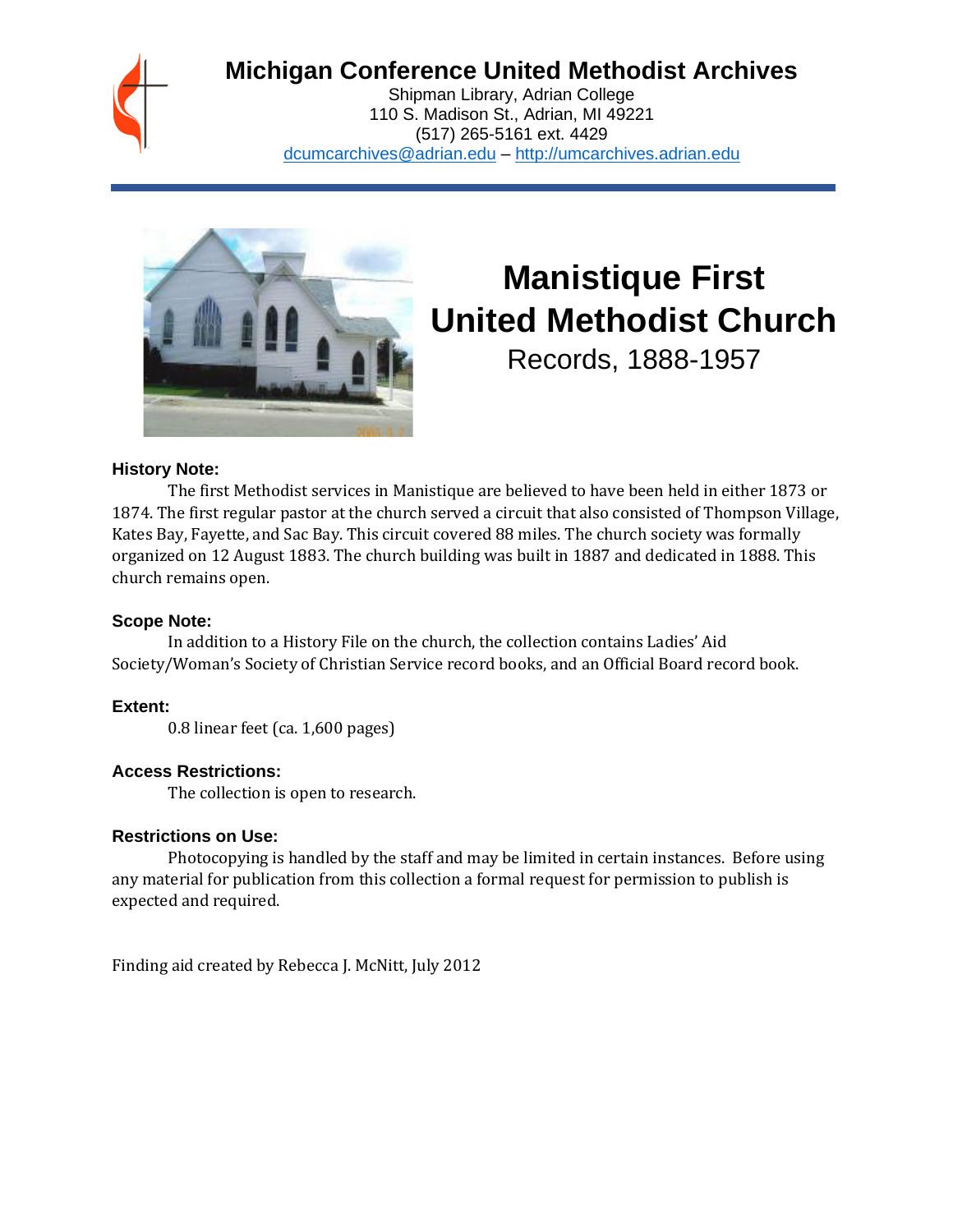# Michigan Conference United Methodist Archives

Shipman Library, Adrian College
110 S. Madison St., Adrian, MI 49221
(517) 265-5161 ext. 4429
dcumcarchives@adrian.edu – http://umcarchives.adrian.edu

# Manistique First United Methodist Church

Records, 1888-1957

### History Note:

The first Methodist services in Manistique are believed to have been held in either 1873 or 1874. The first regular pastor at the church served a circuit that also consisted of Thompson Village, Kates Bay, Fayette, and Sac Bay. This circuit covered 88 miles. The church society was formally organized on 12 August 1883. The church building was built in 1887 and dedicated in 1888. This church remains open.

### Scope Note:

In addition to a History File on the church, the collection contains Ladies' Aid Society/Woman's Society of Christian Service record books, and an Official Board record book.

### Extent:

0.8 linear feet (ca. 1,600 pages)

### Access Restrictions:

The collection is open to research.

### Restrictions on Use:

Photocopying is handled by the staff and may be limited in certain instances. Before using any material for publication from this collection a formal request for permission to publish is expected and required.

Finding aid created by Rebecca J. McNitt, July 2012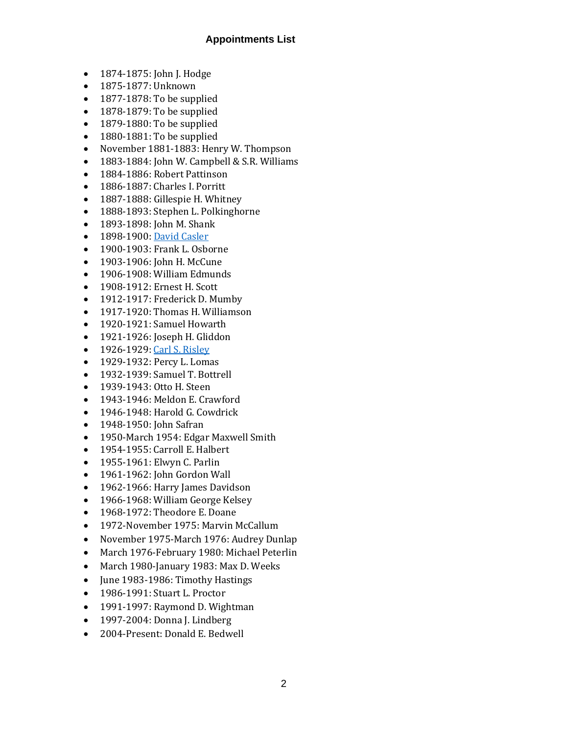# Appointments List

- 1874-1875: John J. Hodge
- 1875-1877: Unknown
- 1877-1878: To be supplied
- 1878-1879: To be supplied
- 1879-1880: To be supplied
- 1880-1881: To be supplied
- November 1881-1883: Henry W. Thompson
- 1883-1884: John W. Campbell & S.R. Williams
- 1884-1886: Robert Pattinson
- 1886-1887: Charles I. Porritt
- 1887-1888: Gillespie H. Whitney
- 1888-1893: Stephen L. Polkinghorne
- 1893-1898: John M. Shank
- 1898-1900: David Casler
- 1900-1903: Frank L. Osborne
- 1903-1906: John H. McCune
- 1906-1908: William Edmunds
- 1908-1912: Ernest H. Scott
- 1912-1917: Frederick D. Mumby
- 1917-1920: Thomas H. Williamson
- 1920-1921: Samuel Howarth
- 1921-1926: Joseph H. Gliddon
- 1926-1929: Carl S. Risley
- 1929-1932: Percy L. Lomas
- 1932-1939: Samuel T. Bottrell
- 1939-1943: Otto H. Steen
- 1943-1946: Meldon E. Crawford
- 1946-1948: Harold G. Cowdrick
- 1948-1950: John Safran
- 1950-March 1954: Edgar Maxwell Smith
- 1954-1955: Carroll E. Halbert
- 1955-1961: Elwyn C. Parlin
- 1961-1962: John Gordon Wall
- 1962-1966: Harry James Davidson
- 1966-1968: William George Kelsey
- 1968-1972: Theodore E. Doane
- 1972-November 1975: Marvin McCallum
- November 1975-March 1976: Audrey Dunlap
- March 1976-February 1980: Michael Peterlin
- March 1980-January 1983: Max D. Weeks
- June 1983-1986: Timothy Hastings
- 1986-1991: Stuart L. Proctor
- 1991-1997: Raymond D. Wightman
- 1997-2004: Donna J. Lindberg
- 2004-Present: Donald E. Bedwell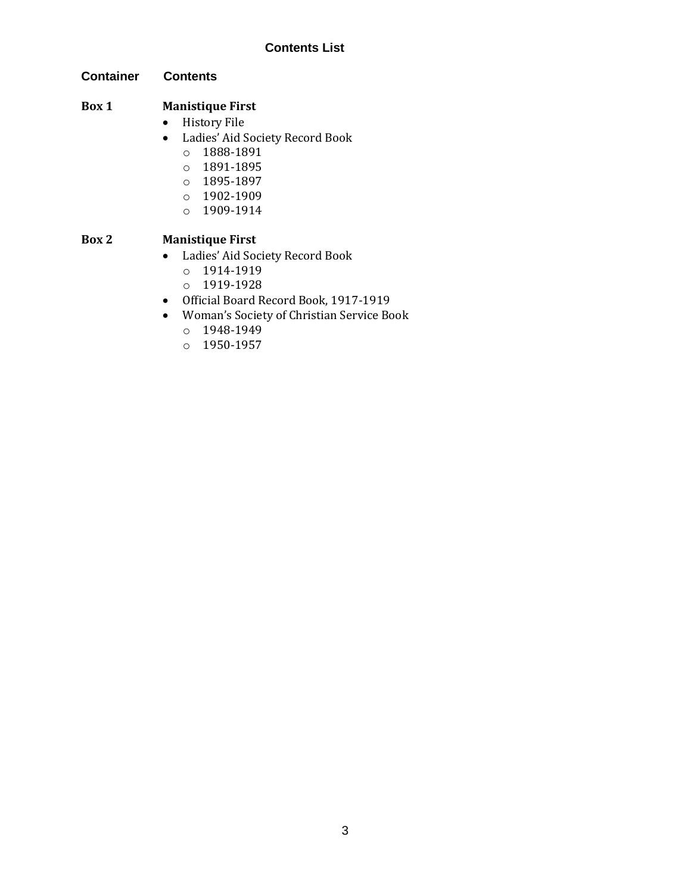## Contents List

**Container** **Contents**

**Box 1** **Manistique First**

- History File
- Ladies' Aid Society Record Book
  - 1888-1891
  - 1891-1895
  - 1895-1897
  - 1902-1909
  - 1909-1914

**Box 2** **Manistique First**

- Ladies' Aid Society Record Book
  - 1914-1919
  - 1919-1928
- Official Board Record Book, 1917-1919
- Woman's Society of Christian Service Book
  - 1948-1949
  - 1950-1957